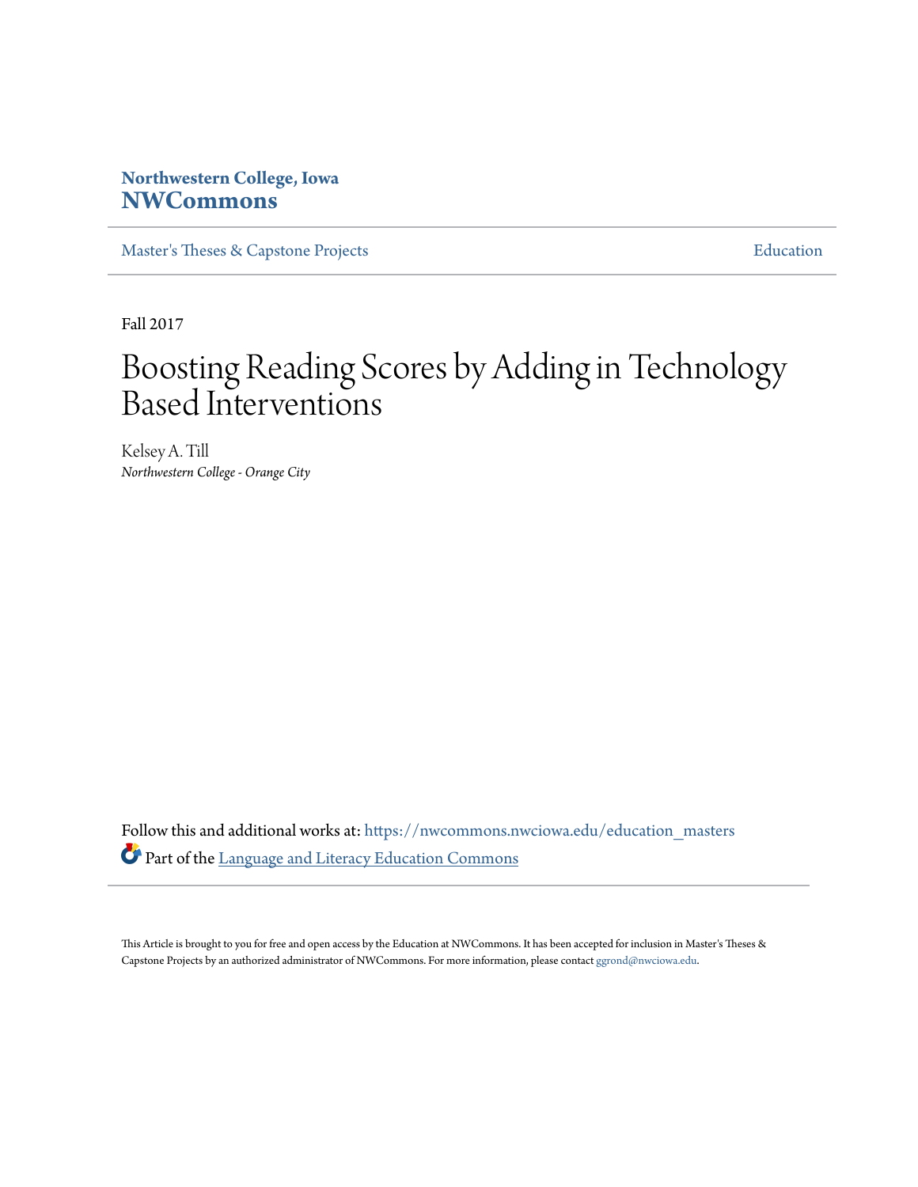Northwestern College, Iowa
**NWCommons**

Master's Theses & Capstone Projects | Education

Fall 2017

# Boosting Reading Scores by Adding in Technology Based Interventions

Kelsey A. Till
*Northwestern College - Orange City*

Follow this and additional works at: https://nwcommons.nwciowa.edu/education_masters

Part of the Language and Literacy Education Commons

This Article is brought to you for free and open access by the Education at NWCommons. It has been accepted for inclusion in Master's Theses & Capstone Projects by an authorized administrator of NWCommons. For more information, please contact ggrond@nwciowa.edu.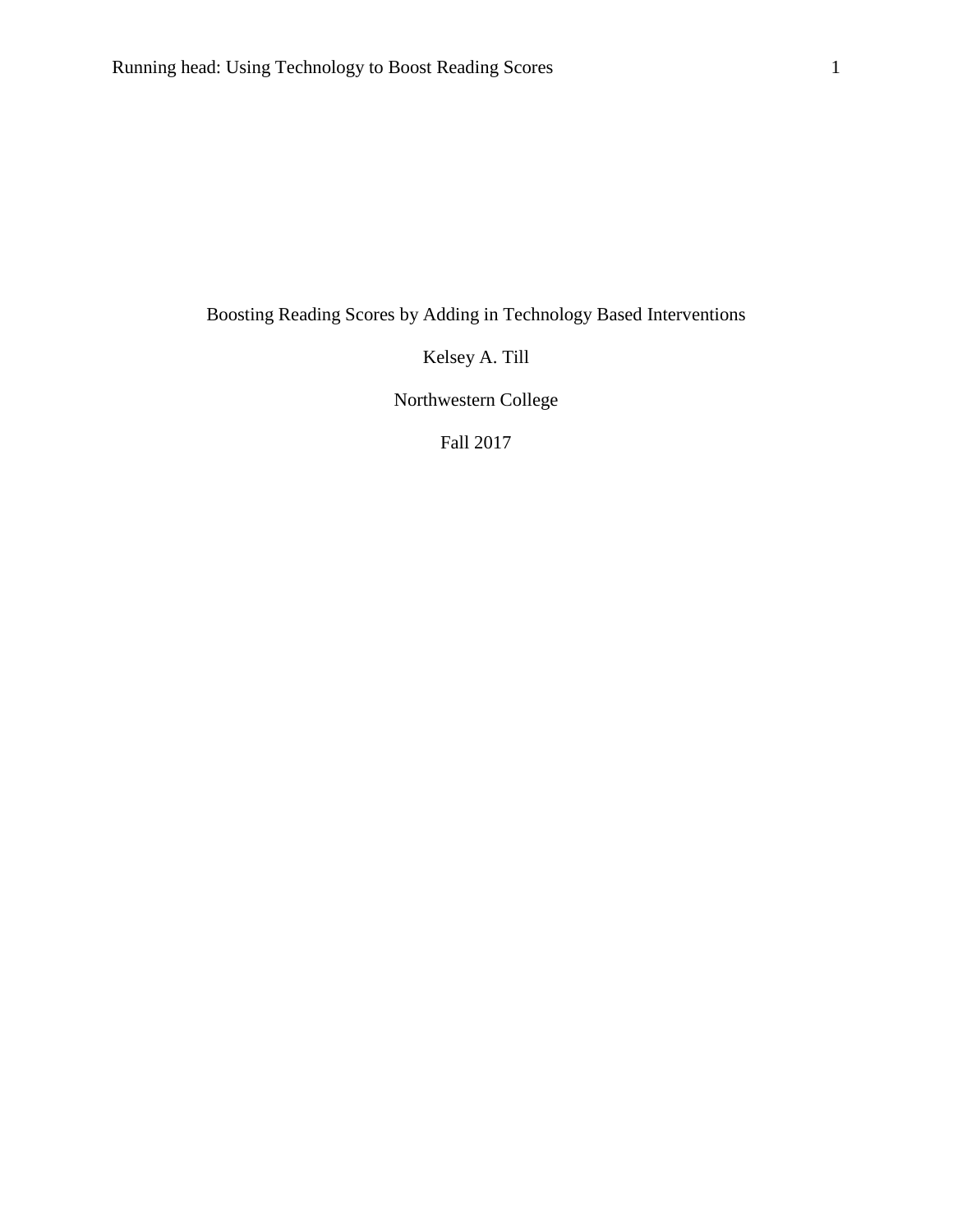Boosting Reading Scores by Adding in Technology Based Interventions

Kelsey A. Till

Northwestern College

Fall 2017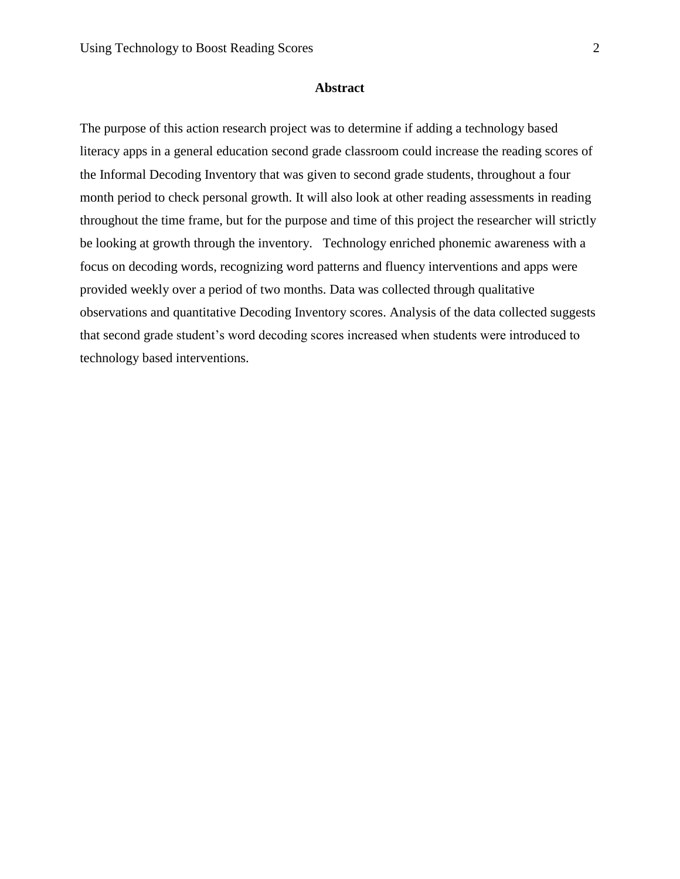# Abstract

The purpose of this action research project was to determine if adding a technology based literacy apps in a general education second grade classroom could increase the reading scores of the Informal Decoding Inventory that was given to second grade students, throughout a four month period to check personal growth. It will also look at other reading assessments in reading throughout the time frame, but for the purpose and time of this project the researcher will strictly be looking at growth through the inventory.   Technology enriched phonemic awareness with a focus on decoding words, recognizing word patterns and fluency interventions and apps were provided weekly over a period of two months. Data was collected through qualitative observations and quantitative Decoding Inventory scores. Analysis of the data collected suggests that second grade student's word decoding scores increased when students were introduced to technology based interventions.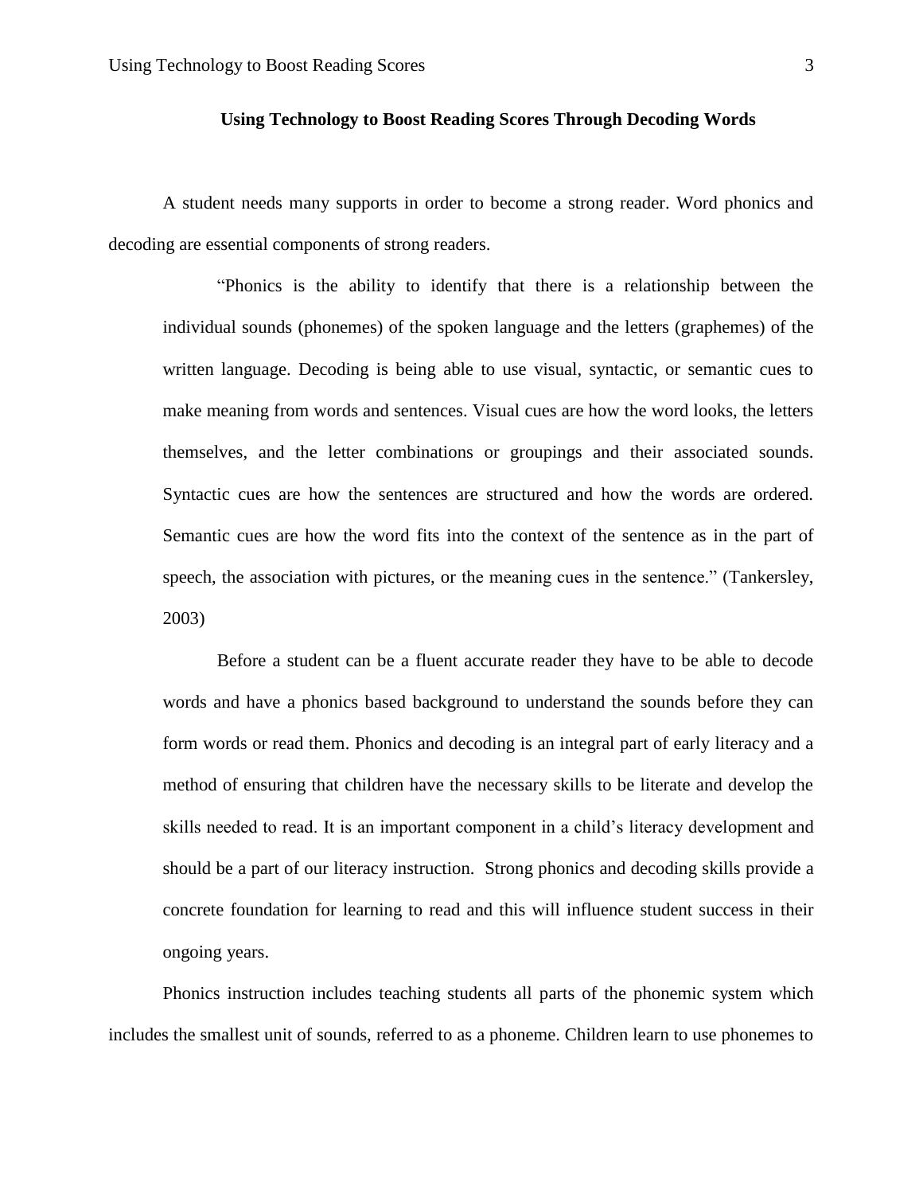**Using Technology to Boost Reading Scores Through Decoding Words**

A student needs many supports in order to become a strong reader. Word phonics and decoding are essential components of strong readers.

> "Phonics is the ability to identify that there is a relationship between the individual sounds (phonemes) of the spoken language and the letters (graphemes) of the written language. Decoding is being able to use visual, syntactic, or semantic cues to make meaning from words and sentences. Visual cues are how the word looks, the letters themselves, and the letter combinations or groupings and their associated sounds. Syntactic cues are how the sentences are structured and how the words are ordered. Semantic cues are how the word fits into the context of the sentence as in the part of speech, the association with pictures, or the meaning cues in the sentence." (Tankersley, 2003)
>
> Before a student can be a fluent accurate reader they have to be able to decode words and have a phonics based background to understand the sounds before they can form words or read them. Phonics and decoding is an integral part of early literacy and a method of ensuring that children have the necessary skills to be literate and develop the skills needed to read. It is an important component in a child's literacy development and should be a part of our literacy instruction. Strong phonics and decoding skills provide a concrete foundation for learning to read and this will influence student success in their ongoing years.

Phonics instruction includes teaching students all parts of the phonemic system which includes the smallest unit of sounds, referred to as a phoneme. Children learn to use phonemes to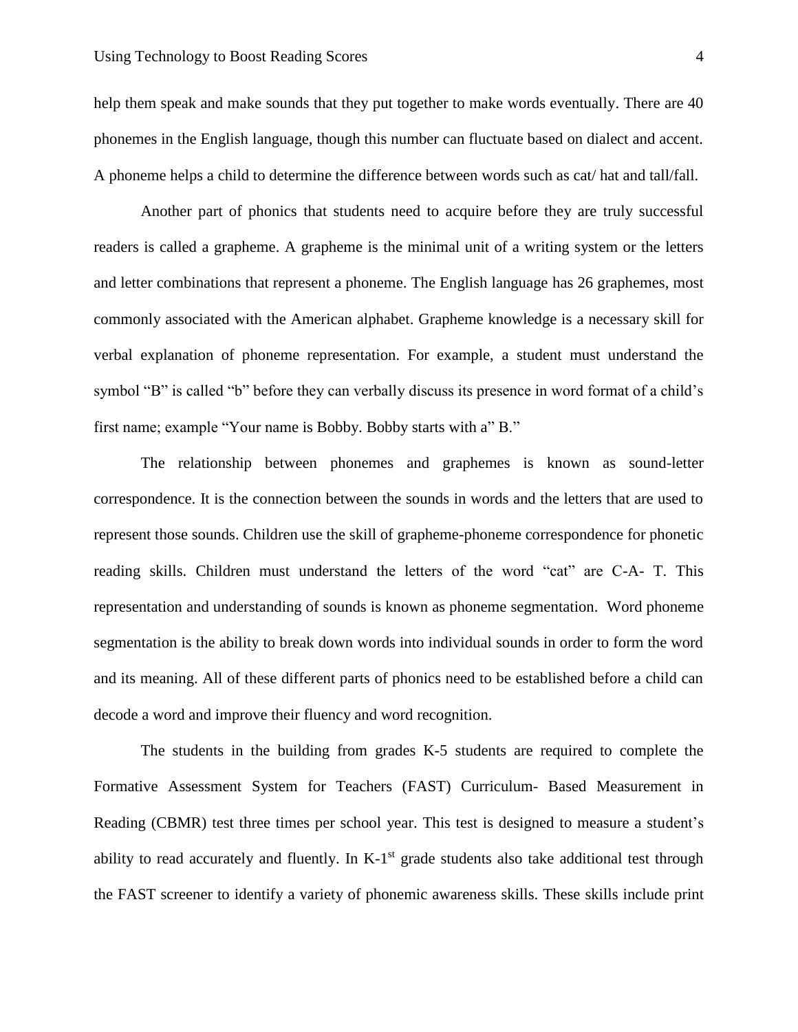help them speak and make sounds that they put together to make words eventually. There are 40 phonemes in the English language, though this number can fluctuate based on dialect and accent. A phoneme helps a child to determine the difference between words such as cat/ hat and tall/fall.

Another part of phonics that students need to acquire before they are truly successful readers is called a grapheme. A grapheme is the minimal unit of a writing system or the letters and letter combinations that represent a phoneme. The English language has 26 graphemes, most commonly associated with the American alphabet. Grapheme knowledge is a necessary skill for verbal explanation of phoneme representation. For example, a student must understand the symbol "B" is called "b" before they can verbally discuss its presence in word format of a child's first name; example "Your name is Bobby. Bobby starts with a" B."

The relationship between phonemes and graphemes is known as sound-letter correspondence. It is the connection between the sounds in words and the letters that are used to represent those sounds. Children use the skill of grapheme-phoneme correspondence for phonetic reading skills. Children must understand the letters of the word "cat" are C-A- T. This representation and understanding of sounds is known as phoneme segmentation. Word phoneme segmentation is the ability to break down words into individual sounds in order to form the word and its meaning. All of these different parts of phonics need to be established before a child can decode a word and improve their fluency and word recognition.

The students in the building from grades K-5 students are required to complete the Formative Assessment System for Teachers (FAST) Curriculum- Based Measurement in Reading (CBMR) test three times per school year. This test is designed to measure a student's ability to read accurately and fluently. In K-1st grade students also take additional test through the FAST screener to identify a variety of phonemic awareness skills. These skills include print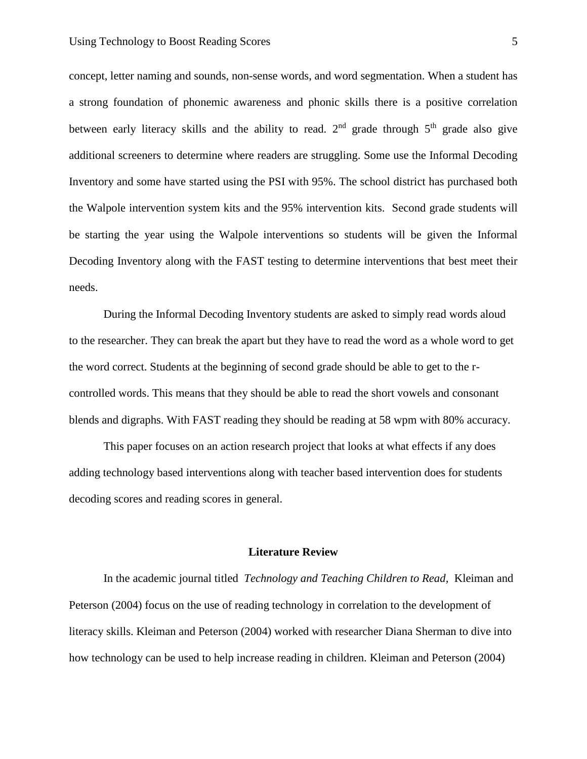concept, letter naming and sounds, non-sense words, and word segmentation. When a student has a strong foundation of phonemic awareness and phonic skills there is a positive correlation between early literacy skills and the ability to read. 2nd grade through 5th grade also give additional screeners to determine where readers are struggling. Some use the Informal Decoding Inventory and some have started using the PSI with 95%. The school district has purchased both the Walpole intervention system kits and the 95% intervention kits. Second grade students will be starting the year using the Walpole interventions so students will be given the Informal Decoding Inventory along with the FAST testing to determine interventions that best meet their needs.

During the Informal Decoding Inventory students are asked to simply read words aloud to the researcher. They can break the apart but they have to read the word as a whole word to get the word correct. Students at the beginning of second grade should be able to get to the r-controlled words. This means that they should be able to read the short vowels and consonant blends and digraphs. With FAST reading they should be reading at 58 wpm with 80% accuracy.

This paper focuses on an action research project that looks at what effects if any does adding technology based interventions along with teacher based intervention does for students decoding scores and reading scores in general.

## Literature Review

In the academic journal titled *Technology and Teaching Children to Read*, Kleiman and Peterson (2004) focus on the use of reading technology in correlation to the development of literacy skills. Kleiman and Peterson (2004) worked with researcher Diana Sherman to dive into how technology can be used to help increase reading in children. Kleiman and Peterson (2004)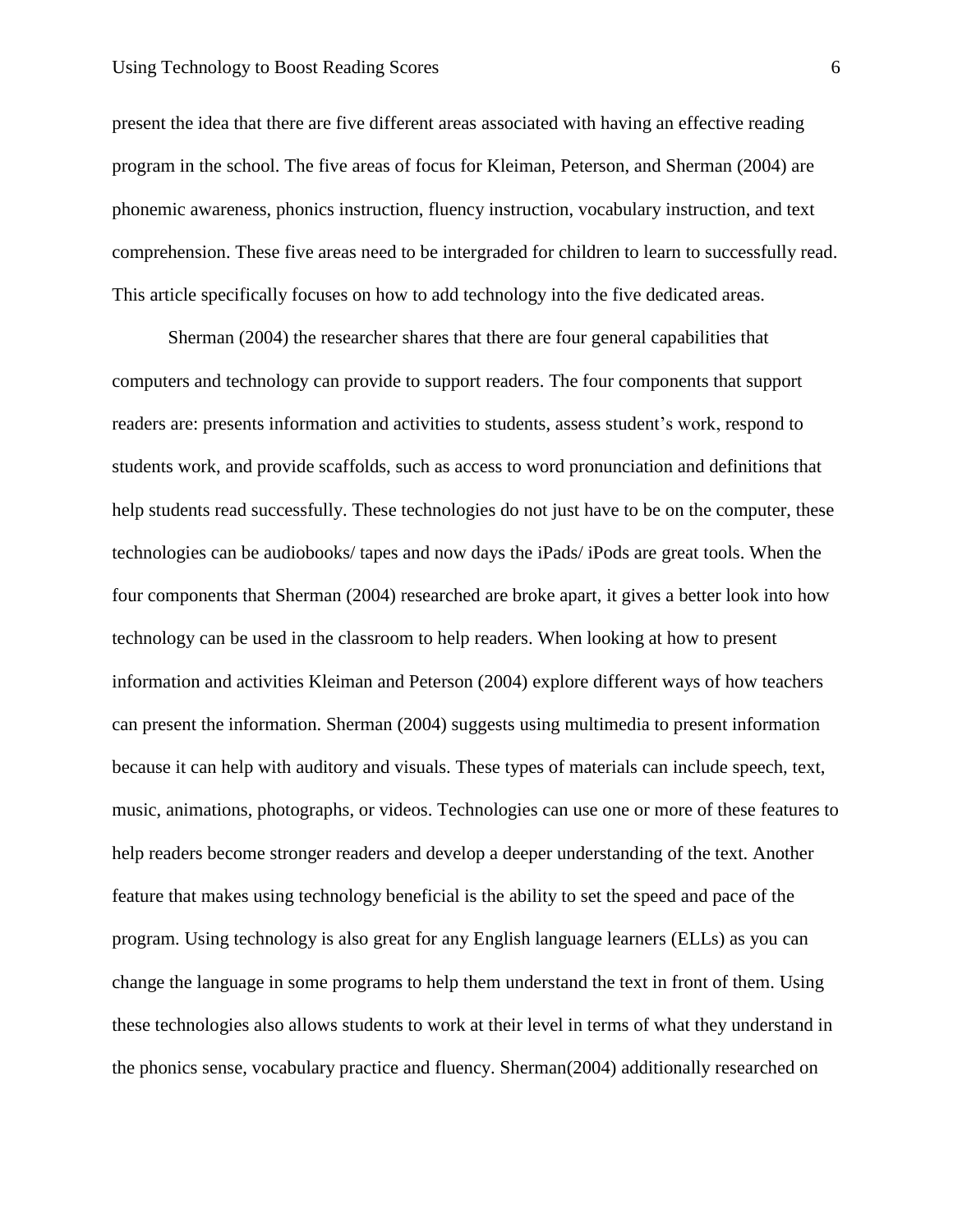present the idea that there are five different areas associated with having an effective reading program in the school. The five areas of focus for Kleiman, Peterson, and Sherman (2004) are phonemic awareness, phonics instruction, fluency instruction, vocabulary instruction, and text comprehension. These five areas need to be intergraded for children to learn to successfully read. This article specifically focuses on how to add technology into the five dedicated areas.

Sherman (2004) the researcher shares that there are four general capabilities that computers and technology can provide to support readers. The four components that support readers are: presents information and activities to students, assess student's work, respond to students work, and provide scaffolds, such as access to word pronunciation and definitions that help students read successfully. These technologies do not just have to be on the computer, these technologies can be audiobooks/ tapes and now days the iPads/ iPods are great tools. When the four components that Sherman (2004) researched are broke apart, it gives a better look into how technology can be used in the classroom to help readers. When looking at how to present information and activities Kleiman and Peterson (2004) explore different ways of how teachers can present the information. Sherman (2004) suggests using multimedia to present information because it can help with auditory and visuals. These types of materials can include speech, text, music, animations, photographs, or videos. Technologies can use one or more of these features to help readers become stronger readers and develop a deeper understanding of the text. Another feature that makes using technology beneficial is the ability to set the speed and pace of the program. Using technology is also great for any English language learners (ELLs) as you can change the language in some programs to help them understand the text in front of them. Using these technologies also allows students to work at their level in terms of what they understand in the phonics sense, vocabulary practice and fluency. Sherman(2004) additionally researched on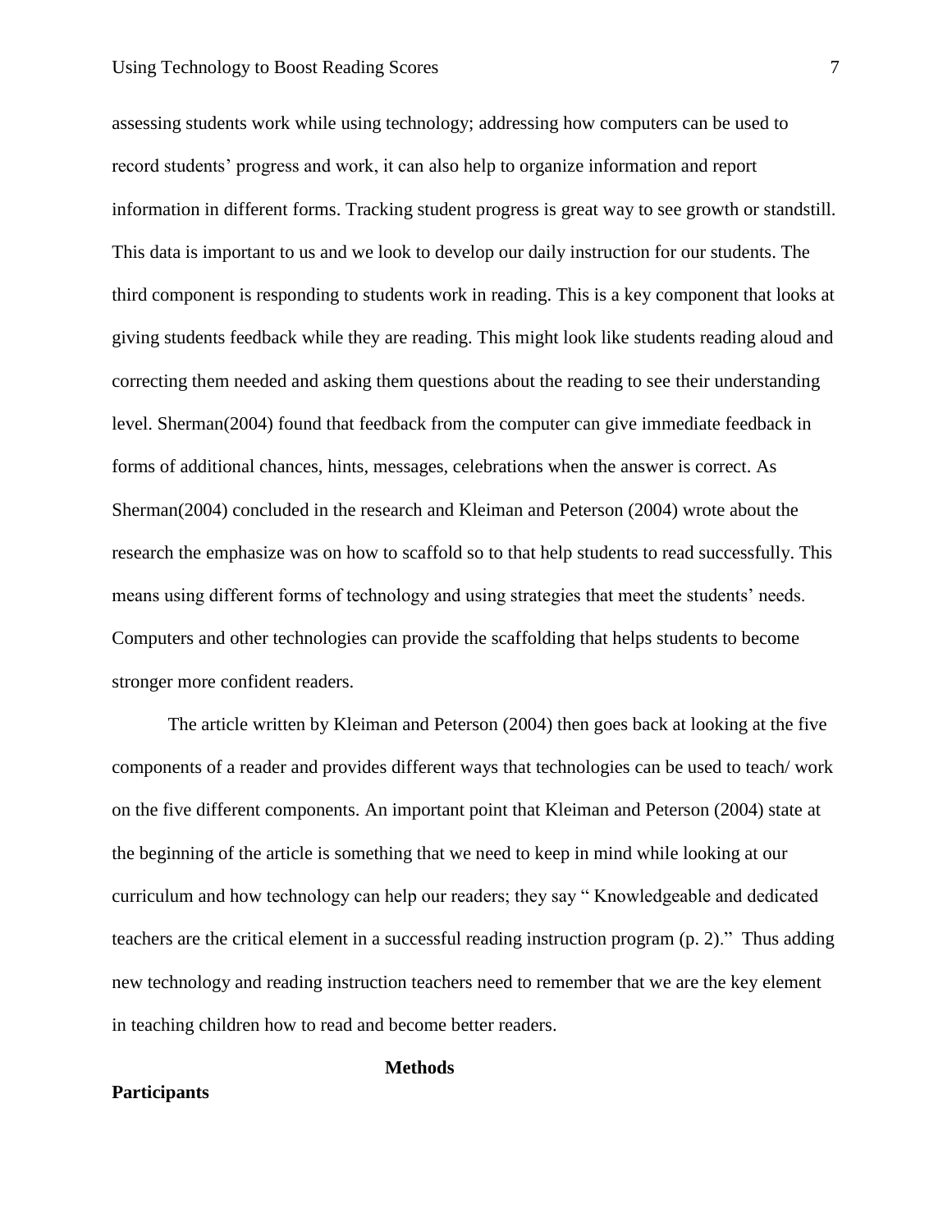assessing students work while using technology; addressing how computers can be used to record students' progress and work, it can also help to organize information and report information in different forms. Tracking student progress is great way to see growth or standstill. This data is important to us and we look to develop our daily instruction for our students. The third component is responding to students work in reading. This is a key component that looks at giving students feedback while they are reading. This might look like students reading aloud and correcting them needed and asking them questions about the reading to see their understanding level. Sherman(2004) found that feedback from the computer can give immediate feedback in forms of additional chances, hints, messages, celebrations when the answer is correct. As Sherman(2004) concluded in the research and Kleiman and Peterson (2004) wrote about the research the emphasize was on how to scaffold so to that help students to read successfully. This means using different forms of technology and using strategies that meet the students' needs. Computers and other technologies can provide the scaffolding that helps students to become stronger more confident readers.

The article written by Kleiman and Peterson (2004) then goes back at looking at the five components of a reader and provides different ways that technologies can be used to teach/ work on the five different components. An important point that Kleiman and Peterson (2004) state at the beginning of the article is something that we need to keep in mind while looking at our curriculum and how technology can help our readers; they say " Knowledgeable and dedicated teachers are the critical element in a successful reading instruction program (p. 2)." Thus adding new technology and reading instruction teachers need to remember that we are the key element in teaching children how to read and become better readers.

## Methods

### Participants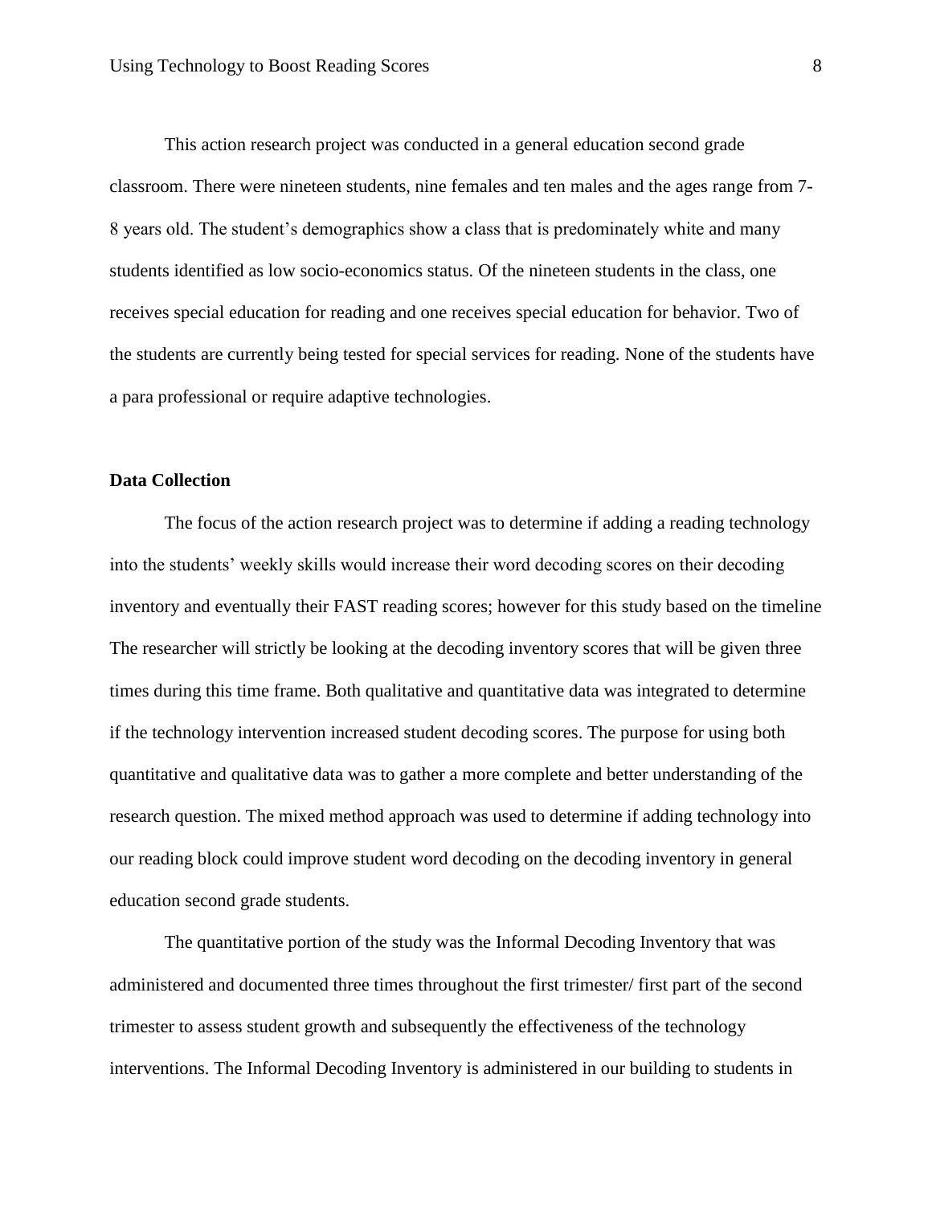This action research project was conducted in a general education second grade classroom. There were nineteen students, nine females and ten males and the ages range from 7-8 years old. The student's demographics show a class that is predominately white and many students identified as low socio-economics status. Of the nineteen students in the class, one receives special education for reading and one receives special education for behavior. Two of the students are currently being tested for special services for reading. None of the students have a para professional or require adaptive technologies.

**Data Collection**

The focus of the action research project was to determine if adding a reading technology into the students' weekly skills would increase their word decoding scores on their decoding inventory and eventually their FAST reading scores; however for this study based on the timeline The researcher will strictly be looking at the decoding inventory scores that will be given three times during this time frame. Both qualitative and quantitative data was integrated to determine if the technology intervention increased student decoding scores. The purpose for using both quantitative and qualitative data was to gather a more complete and better understanding of the research question. The mixed method approach was used to determine if adding technology into our reading block could improve student word decoding on the decoding inventory in general education second grade students.

The quantitative portion of the study was the Informal Decoding Inventory that was administered and documented three times throughout the first trimester/ first part of the second trimester to assess student growth and subsequently the effectiveness of the technology interventions. The Informal Decoding Inventory is administered in our building to students in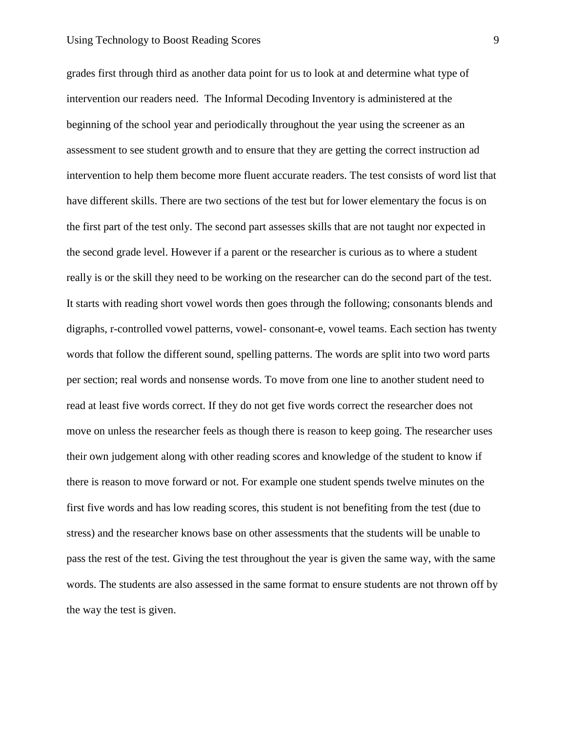grades first through third as another data point for us to look at and determine what type of intervention our readers need. The Informal Decoding Inventory is administered at the beginning of the school year and periodically throughout the year using the screener as an assessment to see student growth and to ensure that they are getting the correct instruction ad intervention to help them become more fluent accurate readers. The test consists of word list that have different skills. There are two sections of the test but for lower elementary the focus is on the first part of the test only. The second part assesses skills that are not taught nor expected in the second grade level. However if a parent or the researcher is curious as to where a student really is or the skill they need to be working on the researcher can do the second part of the test. It starts with reading short vowel words then goes through the following; consonants blends and digraphs, r-controlled vowel patterns, vowel- consonant-e, vowel teams. Each section has twenty words that follow the different sound, spelling patterns. The words are split into two word parts per section; real words and nonsense words. To move from one line to another student need to read at least five words correct. If they do not get five words correct the researcher does not move on unless the researcher feels as though there is reason to keep going. The researcher uses their own judgement along with other reading scores and knowledge of the student to know if there is reason to move forward or not. For example one student spends twelve minutes on the first five words and has low reading scores, this student is not benefiting from the test (due to stress) and the researcher knows base on other assessments that the students will be unable to pass the rest of the test. Giving the test throughout the year is given the same way, with the same words. The students are also assessed in the same format to ensure students are not thrown off by the way the test is given.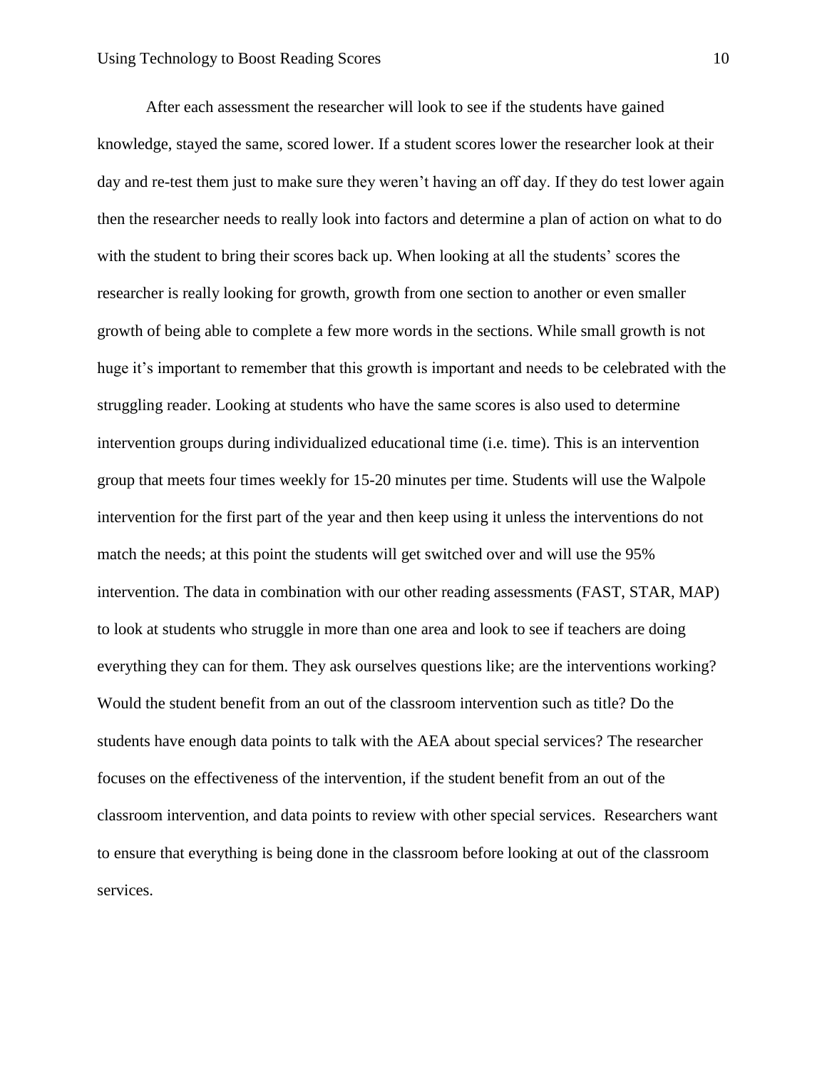After each assessment the researcher will look to see if the students have gained knowledge, stayed the same, scored lower. If a student scores lower the researcher look at their day and re-test them just to make sure they weren't having an off day. If they do test lower again then the researcher needs to really look into factors and determine a plan of action on what to do with the student to bring their scores back up. When looking at all the students' scores the researcher is really looking for growth, growth from one section to another or even smaller growth of being able to complete a few more words in the sections. While small growth is not huge it's important to remember that this growth is important and needs to be celebrated with the struggling reader. Looking at students who have the same scores is also used to determine intervention groups during individualized educational time (i.e. time). This is an intervention group that meets four times weekly for 15-20 minutes per time. Students will use the Walpole intervention for the first part of the year and then keep using it unless the interventions do not match the needs; at this point the students will get switched over and will use the 95% intervention. The data in combination with our other reading assessments (FAST, STAR, MAP) to look at students who struggle in more than one area and look to see if teachers are doing everything they can for them. They ask ourselves questions like; are the interventions working? Would the student benefit from an out of the classroom intervention such as title? Do the students have enough data points to talk with the AEA about special services? The researcher focuses on the effectiveness of the intervention, if the student benefit from an out of the classroom intervention, and data points to review with other special services. Researchers want to ensure that everything is being done in the classroom before looking at out of the classroom services.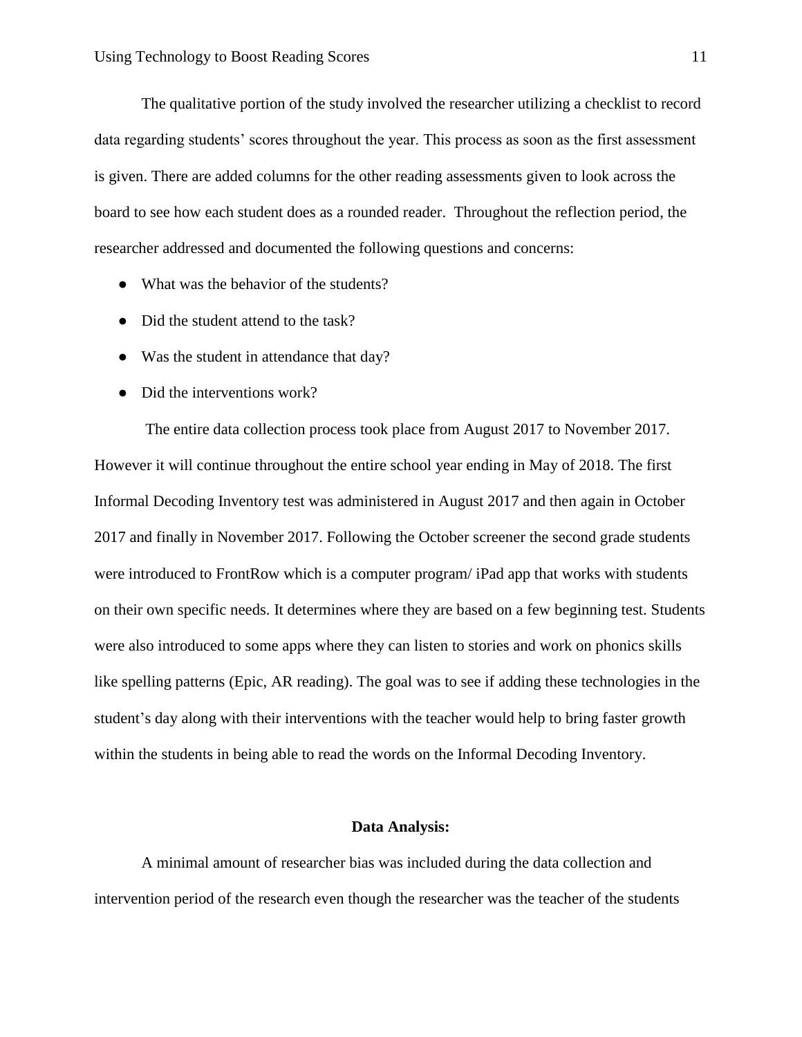The qualitative portion of the study involved the researcher utilizing a checklist to record data regarding students' scores throughout the year. This process as soon as the first assessment is given. There are added columns for the other reading assessments given to look across the board to see how each student does as a rounded reader. Throughout the reflection period, the researcher addressed and documented the following questions and concerns:

- What was the behavior of the students?
- Did the student attend to the task?
- Was the student in attendance that day?
- Did the interventions work?

The entire data collection process took place from August 2017 to November 2017. However it will continue throughout the entire school year ending in May of 2018. The first Informal Decoding Inventory test was administered in August 2017 and then again in October 2017 and finally in November 2017. Following the October screener the second grade students were introduced to FrontRow which is a computer program/ iPad app that works with students on their own specific needs. It determines where they are based on a few beginning test. Students were also introduced to some apps where they can listen to stories and work on phonics skills like spelling patterns (Epic, AR reading). The goal was to see if adding these technologies in the student's day along with their interventions with the teacher would help to bring faster growth within the students in being able to read the words on the Informal Decoding Inventory.

## Data Analysis:

A minimal amount of researcher bias was included during the data collection and intervention period of the research even though the researcher was the teacher of the students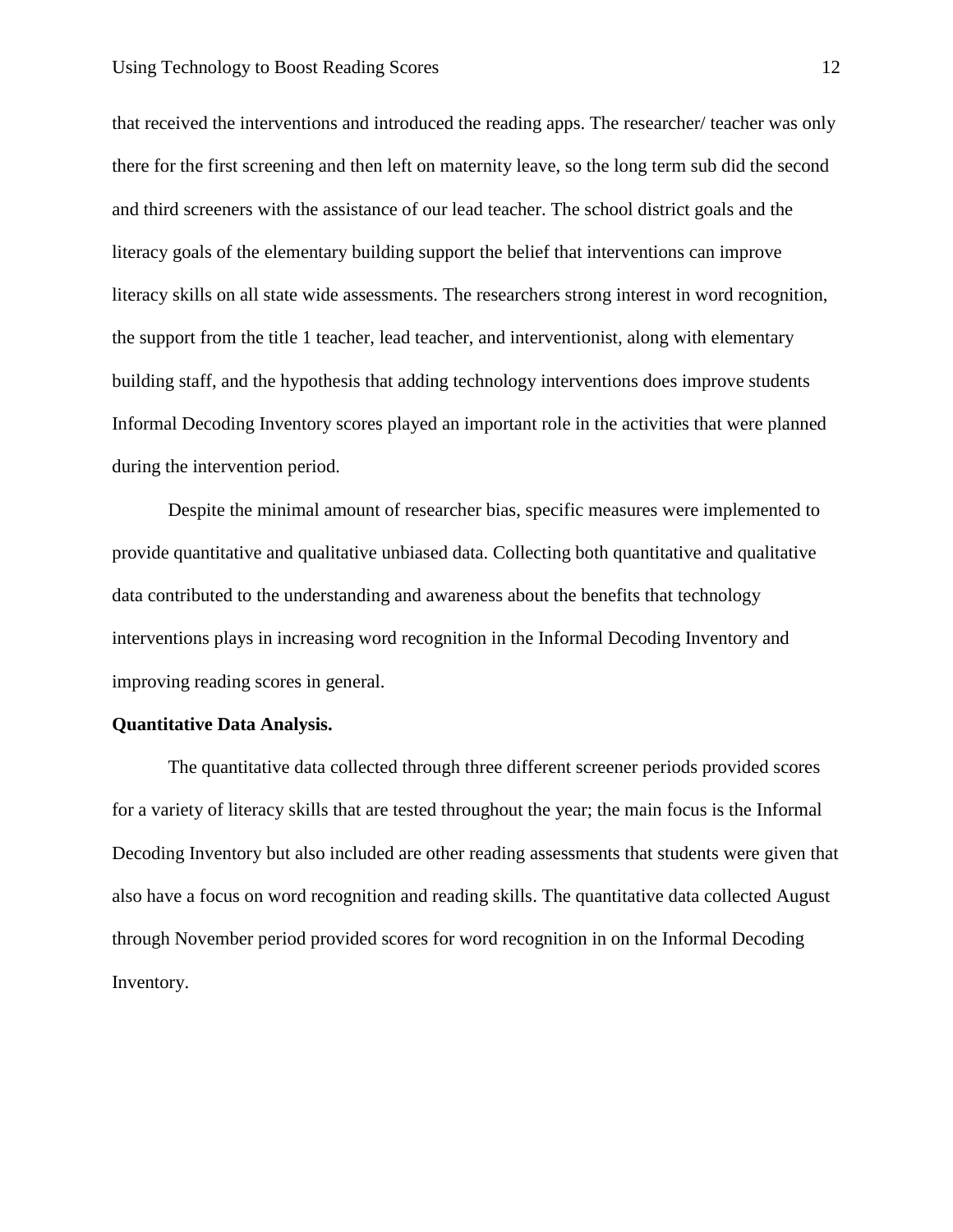that received the interventions and introduced the reading apps. The researcher/ teacher was only there for the first screening and then left on maternity leave, so the long term sub did the second and third screeners with the assistance of our lead teacher. The school district goals and the literacy goals of the elementary building support the belief that interventions can improve literacy skills on all state wide assessments. The researchers strong interest in word recognition, the support from the title 1 teacher, lead teacher, and interventionist, along with elementary building staff, and the hypothesis that adding technology interventions does improve students Informal Decoding Inventory scores played an important role in the activities that were planned during the intervention period.

Despite the minimal amount of researcher bias, specific measures were implemented to provide quantitative and qualitative unbiased data. Collecting both quantitative and qualitative data contributed to the understanding and awareness about the benefits that technology interventions plays in increasing word recognition in the Informal Decoding Inventory and improving reading scores in general.

**Quantitative Data Analysis.**

The quantitative data collected through three different screener periods provided scores for a variety of literacy skills that are tested throughout the year; the main focus is the Informal Decoding Inventory but also included are other reading assessments that students were given that also have a focus on word recognition and reading skills. The quantitative data collected August through November period provided scores for word recognition in on the Informal Decoding Inventory.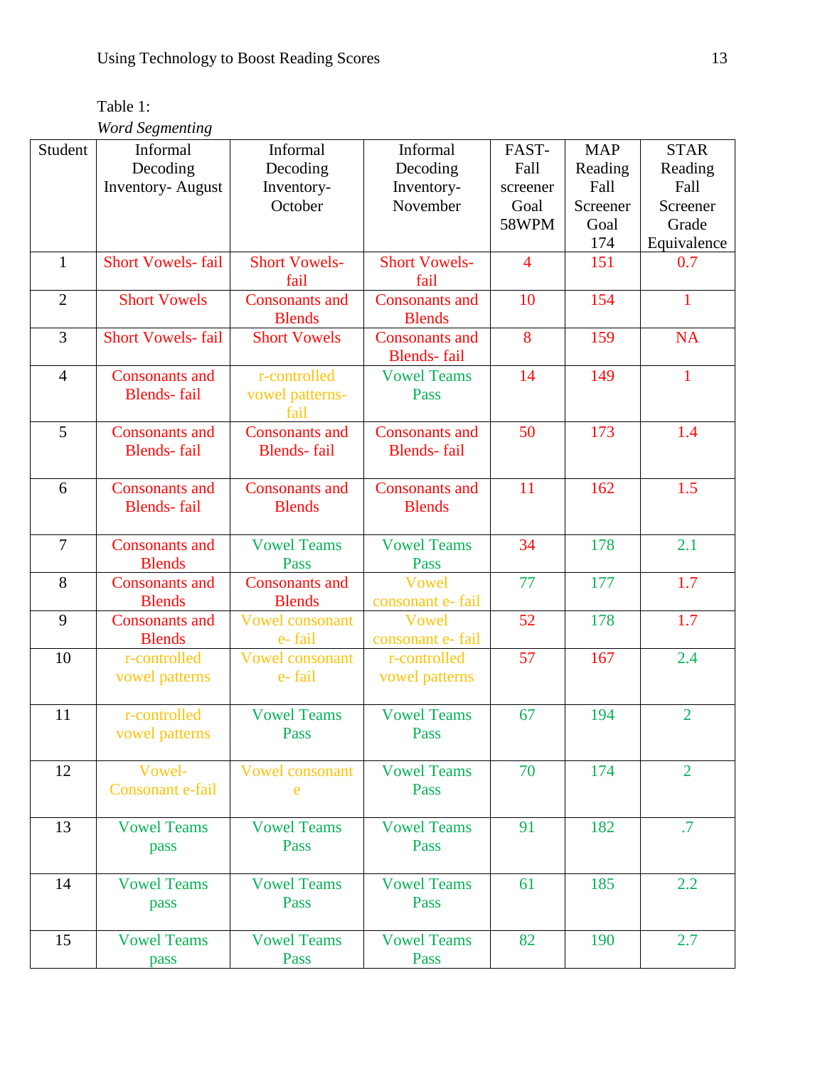Table 1:

*Word Segmenting*

| Student | Informal Decoding Inventory- August | Informal Decoding Inventory- October | Informal Decoding Inventory- November | FAST- Fall screener Goal 58WPM | MAP Reading Fall Screener Goal 174 | STAR Reading Fall Screener Grade Equivalence |
|---|---|---|---|---|---|---|
| 1 | Short Vowels- fail | Short Vowels- fail | Short Vowels- fail | 4 | 151 | 0.7 |
| 2 | Short Vowels | Consonants and Blends | Consonants and Blends | 10 | 154 | 1 |
| 3 | Short Vowels- fail | Short Vowels | Consonants and Blends- fail | 8 | 159 | NA |
| 4 | Consonants and Blends- fail | r-controlled vowel patterns- fail | Vowel Teams Pass | 14 | 149 | 1 |
| 5 | Consonants and Blends- fail | Consonants and Blends- fail | Consonants and Blends- fail | 50 | 173 | 1.4 |
| 6 | Consonants and Blends- fail | Consonants and Blends | Consonants and Blends | 11 | 162 | 1.5 |
| 7 | Consonants and Blends | Vowel Teams Pass | Vowel Teams Pass | 34 | 178 | 2.1 |
| 8 | Consonants and Blends | Consonants and Blends | Vowel consonant e- fail | 77 | 177 | 1.7 |
| 9 | Consonants and Blends | Vowel consonant e- fail | Vowel consonant e- fail | 52 | 178 | 1.7 |
| 10 | r-controlled vowel patterns | Vowel consonant e- fail | r-controlled vowel patterns | 57 | 167 | 2.4 |
| 11 | r-controlled vowel patterns | Vowel Teams Pass | Vowel Teams Pass | 67 | 194 | 2 |
| 12 | Vowel-Consonant e-fail | Vowel consonant e | Vowel Teams Pass | 70 | 174 | 2 |
| 13 | Vowel Teams pass | Vowel Teams Pass | Vowel Teams Pass | 91 | 182 | .7 |
| 14 | Vowel Teams pass | Vowel Teams Pass | Vowel Teams Pass | 61 | 185 | 2.2 |
| 15 | Vowel Teams pass | Vowel Teams Pass | Vowel Teams Pass | 82 | 190 | 2.7 |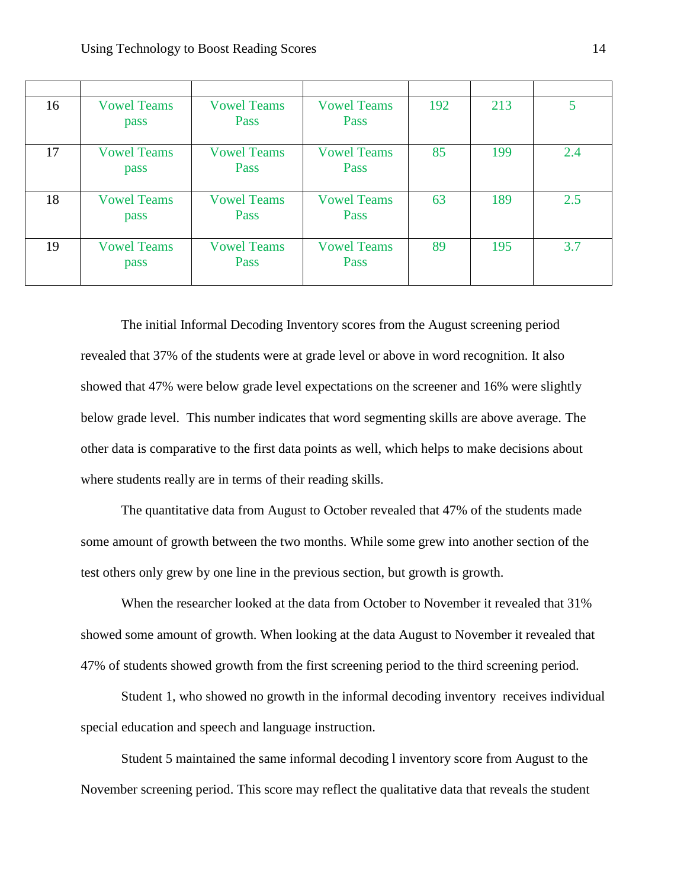| | | | | | | |
|---|---|---|---|---|---|---|
| 16 | Vowel Teams pass | Vowel Teams Pass | Vowel Teams Pass | 192 | 213 | 5 |
| 17 | Vowel Teams pass | Vowel Teams Pass | Vowel Teams Pass | 85 | 199 | 2.4 |
| 18 | Vowel Teams pass | Vowel Teams Pass | Vowel Teams Pass | 63 | 189 | 2.5 |
| 19 | Vowel Teams pass | Vowel Teams Pass | Vowel Teams Pass | 89 | 195 | 3.7 |

The initial Informal Decoding Inventory scores from the August screening period revealed that 37% of the students were at grade level or above in word recognition. It also showed that 47% were below grade level expectations on the screener and 16% were slightly below grade level. This number indicates that word segmenting skills are above average. The other data is comparative to the first data points as well, which helps to make decisions about where students really are in terms of their reading skills.

The quantitative data from August to October revealed that 47% of the students made some amount of growth between the two months. While some grew into another section of the test others only grew by one line in the previous section, but growth is growth.

When the researcher looked at the data from October to November it revealed that 31% showed some amount of growth. When looking at the data August to November it revealed that 47% of students showed growth from the first screening period to the third screening period.

Student 1, who showed no growth in the informal decoding inventory receives individual special education and speech and language instruction.

Student 5 maintained the same informal decoding l inventory score from August to the November screening period. This score may reflect the qualitative data that reveals the student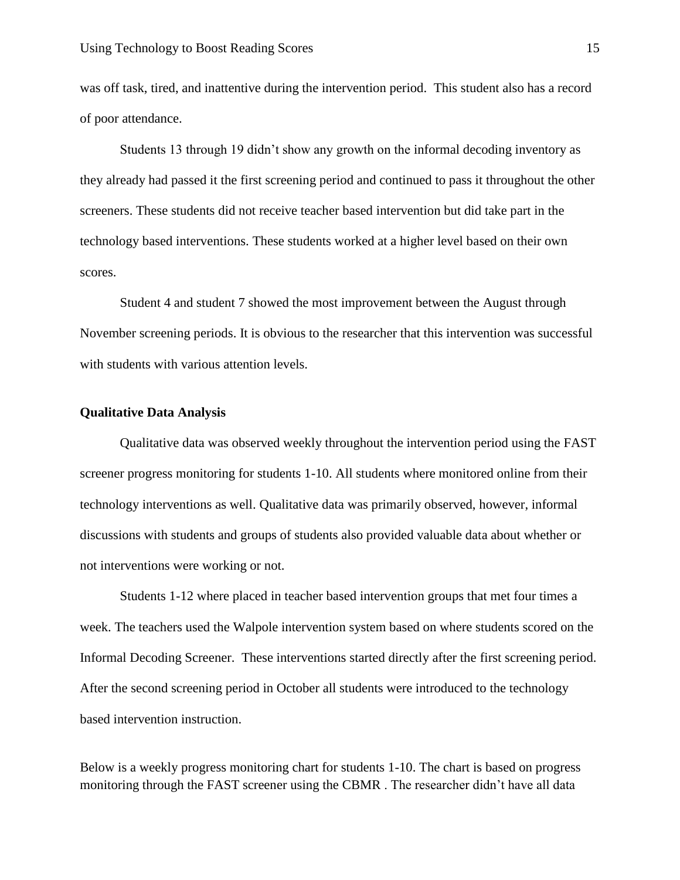was off task, tired, and inattentive during the intervention period. This student also has a record of poor attendance.

Students 13 through 19 didn't show any growth on the informal decoding inventory as they already had passed it the first screening period and continued to pass it throughout the other screeners. These students did not receive teacher based intervention but did take part in the technology based interventions. These students worked at a higher level based on their own scores.

Student 4 and student 7 showed the most improvement between the August through November screening periods. It is obvious to the researcher that this intervention was successful with students with various attention levels.

**Qualitative Data Analysis**

Qualitative data was observed weekly throughout the intervention period using the FAST screener progress monitoring for students 1-10. All students where monitored online from their technology interventions as well. Qualitative data was primarily observed, however, informal discussions with students and groups of students also provided valuable data about whether or not interventions were working or not.

Students 1-12 where placed in teacher based intervention groups that met four times a week. The teachers used the Walpole intervention system based on where students scored on the Informal Decoding Screener. These interventions started directly after the first screening period. After the second screening period in October all students were introduced to the technology based intervention instruction.

Below is a weekly progress monitoring chart for students 1-10. The chart is based on progress monitoring through the FAST screener using the CBMR . The researcher didn't have all data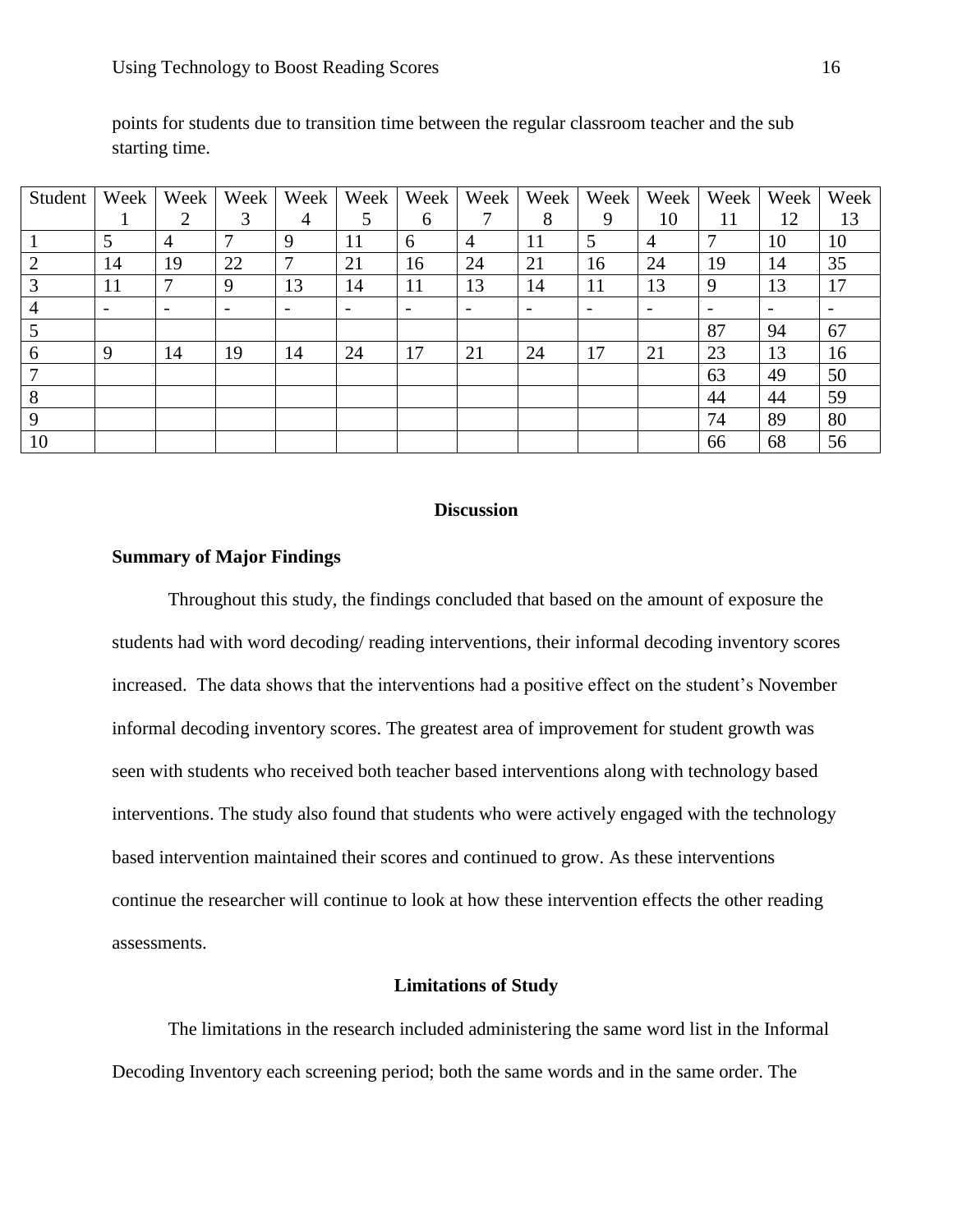points for students due to transition time between the regular classroom teacher and the sub starting time.

| Student | Week 1 | Week 2 | Week 3 | Week 4 | Week 5 | Week 6 | Week 7 | Week 8 | Week 9 | Week 10 | Week 11 | Week 12 | Week 13 |
|---|---|---|---|---|---|---|---|---|---|---|---|---|---|
| 1 | 5 | 4 | 7 | 9 | 11 | 6 | 4 | 11 | 5 | 4 | 7 | 10 | 10 |
| 2 | 14 | 19 | 22 | 7 | 21 | 16 | 24 | 21 | 16 | 24 | 19 | 14 | 35 |
| 3 | 11 | 7 | 9 | 13 | 14 | 11 | 13 | 14 | 11 | 13 | 9 | 13 | 17 |
| 4 | - | - | - | - | - | - | - | - | - | - | - | - | - |
| 5 | | | | | | | | | | | 87 | 94 | 67 |
| 6 | 9 | 14 | 19 | 14 | 24 | 17 | 21 | 24 | 17 | 21 | 23 | 13 | 16 |
| 7 | | | | | | | | | | | 63 | 49 | 50 |
| 8 | | | | | | | | | | | 44 | 44 | 59 |
| 9 | | | | | | | | | | | 74 | 89 | 80 |
| 10 | | | | | | | | | | | 66 | 68 | 56 |

## Discussion

### Summary of Major Findings

Throughout this study, the findings concluded that based on the amount of exposure the students had with word decoding/ reading interventions, their informal decoding inventory scores increased. The data shows that the interventions had a positive effect on the student's November informal decoding inventory scores. The greatest area of improvement for student growth was seen with students who received both teacher based interventions along with technology based interventions. The study also found that students who were actively engaged with the technology based intervention maintained their scores and continued to grow. As these interventions continue the researcher will continue to look at how these intervention effects the other reading assessments.

## Limitations of Study

The limitations in the research included administering the same word list in the Informal Decoding Inventory each screening period; both the same words and in the same order. The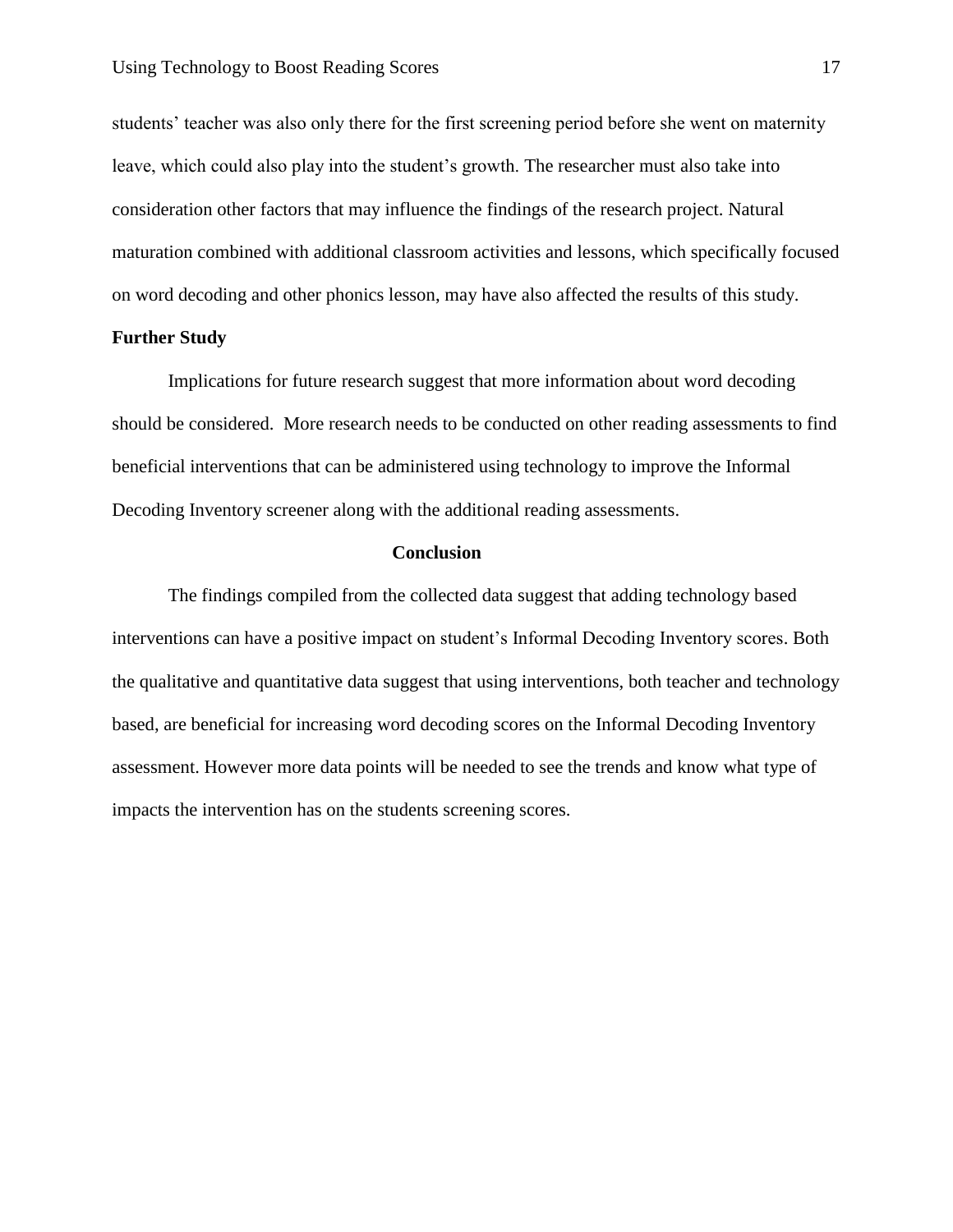students' teacher was also only there for the first screening period before she went on maternity leave, which could also play into the student's growth. The researcher must also take into consideration other factors that may influence the findings of the research project. Natural maturation combined with additional classroom activities and lessons, which specifically focused on word decoding and other phonics lesson, may have also affected the results of this study.

**Further Study**

Implications for future research suggest that more information about word decoding should be considered. More research needs to be conducted on other reading assessments to find beneficial interventions that can be administered using technology to improve the Informal Decoding Inventory screener along with the additional reading assessments.

## Conclusion

The findings compiled from the collected data suggest that adding technology based interventions can have a positive impact on student's Informal Decoding Inventory scores. Both the qualitative and quantitative data suggest that using interventions, both teacher and technology based, are beneficial for increasing word decoding scores on the Informal Decoding Inventory assessment. However more data points will be needed to see the trends and know what type of impacts the intervention has on the students screening scores.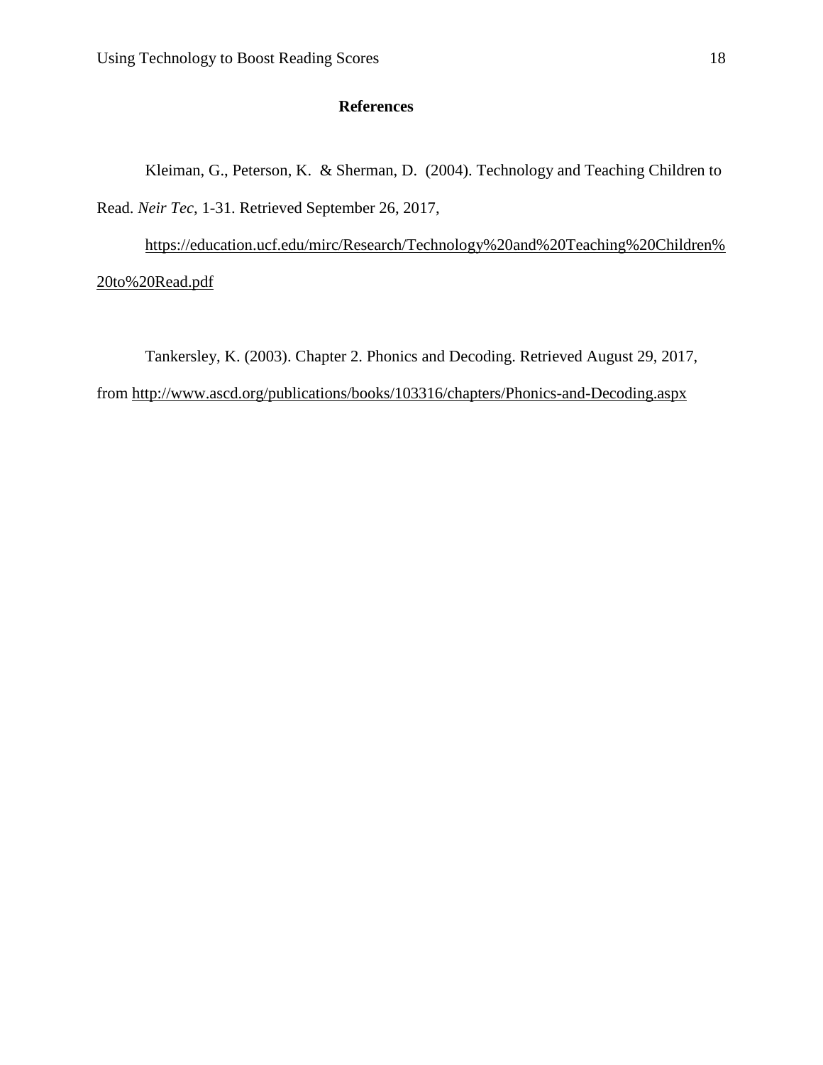**References**

Kleiman, G., Peterson, K.  & Sherman, D.  (2004). Technology and Teaching Children to Read. *Neir Tec*, 1-31. Retrieved September 26, 2017,

https://education.ucf.edu/mirc/Research/Technology%20and%20Teaching%20Children%20to%20Read.pdf

Tankersley, K. (2003). Chapter 2. Phonics and Decoding. Retrieved August 29, 2017, from http://www.ascd.org/publications/books/103316/chapters/Phonics-and-Decoding.aspx